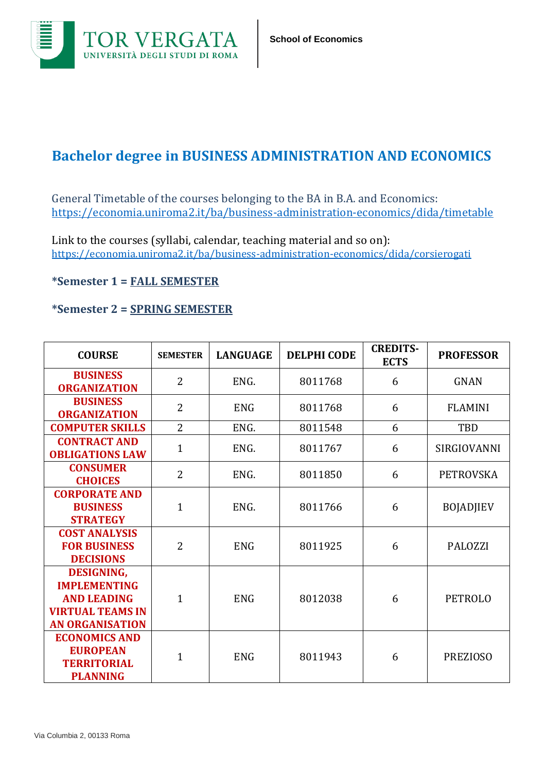# Bachelor degree in BUSINESS ADMINISTRATION AND ECONOMICS

General Timetable of the courses belonging to the BA in B.A. and Economics:
https://economia.uniroma2.it/ba/business-administration-economics/dida/timetable

Link to the courses (syllabi, calendar, teaching material and so on):
https://economia.uniroma2.it/ba/business-administration-economics/dida/corsierogati

**\*Semester 1 = FALL SEMESTER**

**\*Semester 2 = SPRING SEMESTER**

| COURSE | SEMESTER | LANGUAGE | DELPHI CODE | CREDITS-ECTS | PROFESSOR |
|---|---|---|---|---|---|
| **BUSINESS ORGANIZATION** | 2 | ENG. | 8011768 | 6 | GNAN |
| **BUSINESS ORGANIZATION** | 2 | ENG | 8011768 | 6 | FLAMINI |
| **COMPUTER SKILLS** | 2 | ENG. | 8011548 | 6 | TBD |
| **CONTRACT AND OBLIGATIONS LAW** | 1 | ENG. | 8011767 | 6 | SIRGIOVANNI |
| **CONSUMER CHOICES** | 2 | ENG. | 8011850 | 6 | PETROVSKA |
| **CORPORATE AND BUSINESS STRATEGY** | 1 | ENG. | 8011766 | 6 | BOJADJIEV |
| **COST ANALYSIS FOR BUSINESS DECISIONS** | 2 | ENG | 8011925 | 6 | PALOZZI |
| **DESIGNING, IMPLEMENTING AND LEADING VIRTUAL TEAMS IN AN ORGANISATION** | 1 | ENG | 8012038 | 6 | PETROLO |
| **ECONOMICS AND EUROPEAN TERRITORIAL PLANNING** | 1 | ENG | 8011943 | 6 | PREZIOSO |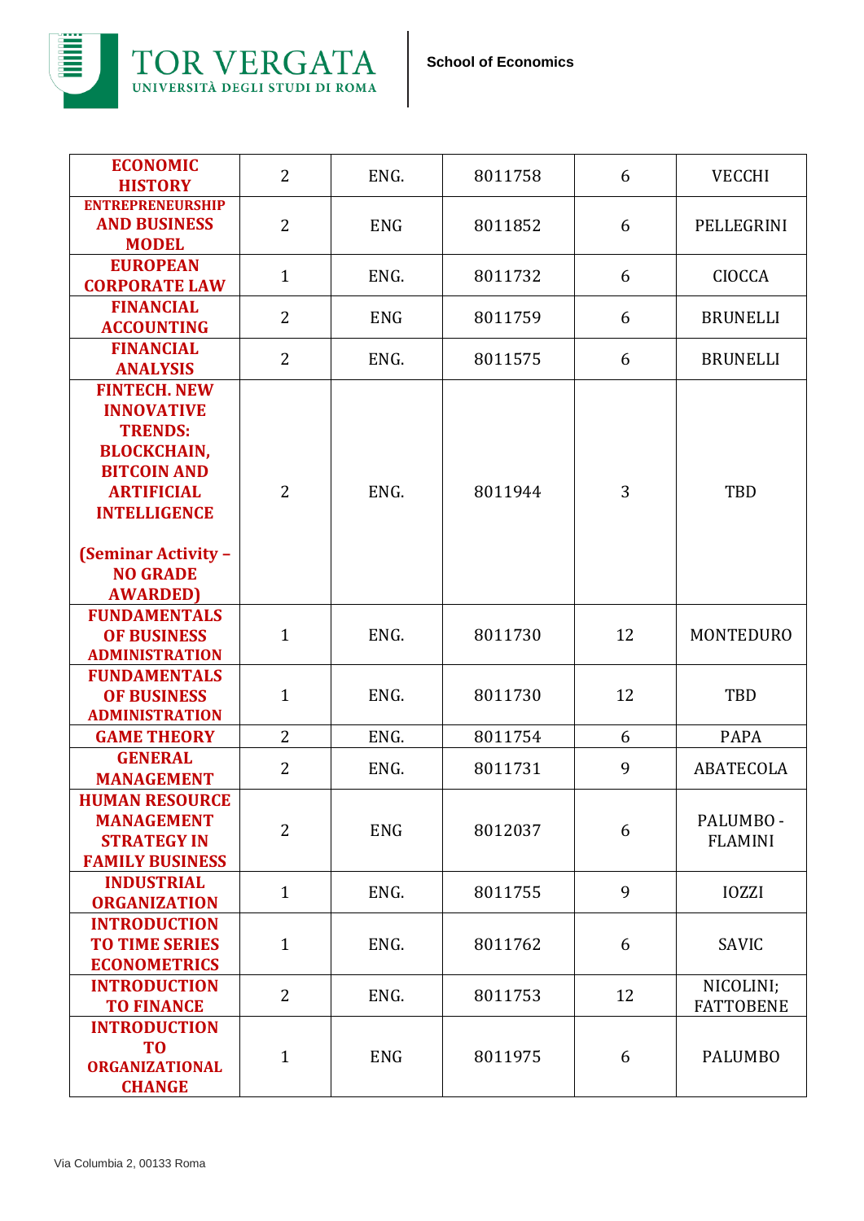| ECONOMIC HISTORY | 2 | ENG. | 8011758 | 6 | VECCHI |
|---|---|---|---|---|---|
| ENTREPRENEURSHIP AND BUSINESS MODEL | 2 | ENG | 8011852 | 6 | PELLEGRINI |
| EUROPEAN CORPORATE LAW | 1 | ENG. | 8011732 | 6 | CIOCCA |
| FINANCIAL ACCOUNTING | 2 | ENG | 8011759 | 6 | BRUNELLI |
| FINANCIAL ANALYSIS | 2 | ENG. | 8011575 | 6 | BRUNELLI |
| FINTECH. NEW INNOVATIVE TRENDS: BLOCKCHAIN, BITCOIN AND ARTIFICIAL INTELLIGENCE (Seminar Activity – NO GRADE AWARDED) | 2 | ENG. | 8011944 | 3 | TBD |
| FUNDAMENTALS OF BUSINESS ADMINISTRATION | 1 | ENG. | 8011730 | 12 | MONTEDURO |
| FUNDAMENTALS OF BUSINESS ADMINISTRATION | 1 | ENG. | 8011730 | 12 | TBD |
| GAME THEORY | 2 | ENG. | 8011754 | 6 | PAPA |
| GENERAL MANAGEMENT | 2 | ENG. | 8011731 | 9 | ABATECOLA |
| HUMAN RESOURCE MANAGEMENT STRATEGY IN FAMILY BUSINESS | 2 | ENG | 8012037 | 6 | PALUMBO - FLAMINI |
| INDUSTRIAL ORGANIZATION | 1 | ENG. | 8011755 | 9 | IOZZI |
| INTRODUCTION TO TIME SERIES ECONOMETRICS | 1 | ENG. | 8011762 | 6 | SAVIC |
| INTRODUCTION TO FINANCE | 2 | ENG. | 8011753 | 12 | NICOLINI; FATTOBENE |
| INTRODUCTION TO ORGANIZATIONAL CHANGE | 1 | ENG | 8011975 | 6 | PALUMBO |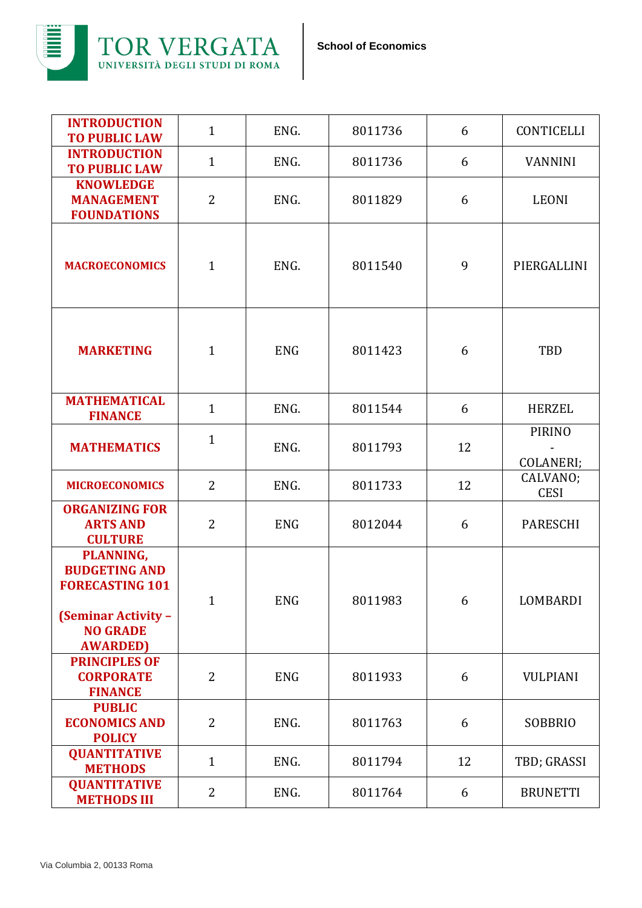| | | | | | |
|---|---|---|---|---|---|
| **INTRODUCTION TO PUBLIC LAW** | 1 | ENG. | 8011736 | 6 | CONTICELLI |
| **INTRODUCTION TO PUBLIC LAW** | 1 | ENG. | 8011736 | 6 | VANNINI |
| **KNOWLEDGE MANAGEMENT FOUNDATIONS** | 2 | ENG. | 8011829 | 6 | LEONI |
| **MACROECONOMICS** | 1 | ENG. | 8011540 | 9 | PIERGALLINI |
| **MARKETING** | 1 | ENG | 8011423 | 6 | TBD |
| **MATHEMATICAL FINANCE** | 1 | ENG. | 8011544 | 6 | HERZEL |
| **MATHEMATICS** | 1 | ENG. | 8011793 | 12 | PIRINO - COLANERI; |
| **MICROECONOMICS** | 2 | ENG. | 8011733 | 12 | CALVANO; CESI |
| **ORGANIZING FOR ARTS AND CULTURE** | 2 | ENG | 8012044 | 6 | PARESCHI |
| **PLANNING, BUDGETING AND FORECASTING 101 (Seminar Activity – NO GRADE AWARDED)** | 1 | ENG | 8011983 | 6 | LOMBARDI |
| **PRINCIPLES OF CORPORATE FINANCE** | 2 | ENG | 8011933 | 6 | VULPIANI |
| **PUBLIC ECONOMICS AND POLICY** | 2 | ENG. | 8011763 | 6 | SOBBRIO |
| **QUANTITATIVE METHODS** | 1 | ENG. | 8011794 | 12 | TBD; GRASSI |
| **QUANTITATIVE METHODS III** | 2 | ENG. | 8011764 | 6 | BRUNETTI |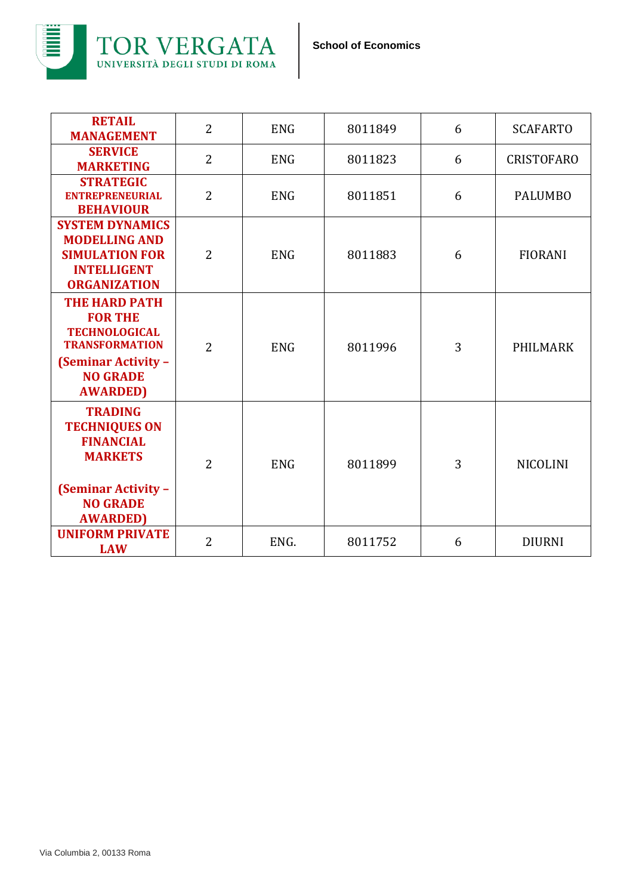| | | | | | |
|---|---|---|---|---|---|
| **RETAIL MANAGEMENT** | 2 | ENG | 8011849 | 6 | SCAFARTO |
| **SERVICE MARKETING** | 2 | ENG | 8011823 | 6 | CRISTOFARO |
| **STRATEGIC ENTREPRENEURIAL BEHAVIOUR** | 2 | ENG | 8011851 | 6 | PALUMBO |
| **SYSTEM DYNAMICS MODELLING AND SIMULATION FOR INTELLIGENT ORGANIZATION** | 2 | ENG | 8011883 | 6 | FIORANI |
| **THE HARD PATH FOR THE TECHNOLOGICAL TRANSFORMATION (Seminar Activity – NO GRADE AWARDED)** | 2 | ENG | 8011996 | 3 | PHILMARK |
| **TRADING TECHNIQUES ON FINANCIAL MARKETS (Seminar Activity – NO GRADE AWARDED)** | 2 | ENG | 8011899 | 3 | NICOLINI |
| **UNIFORM PRIVATE LAW** | 2 | ENG. | 8011752 | 6 | DIURNI |